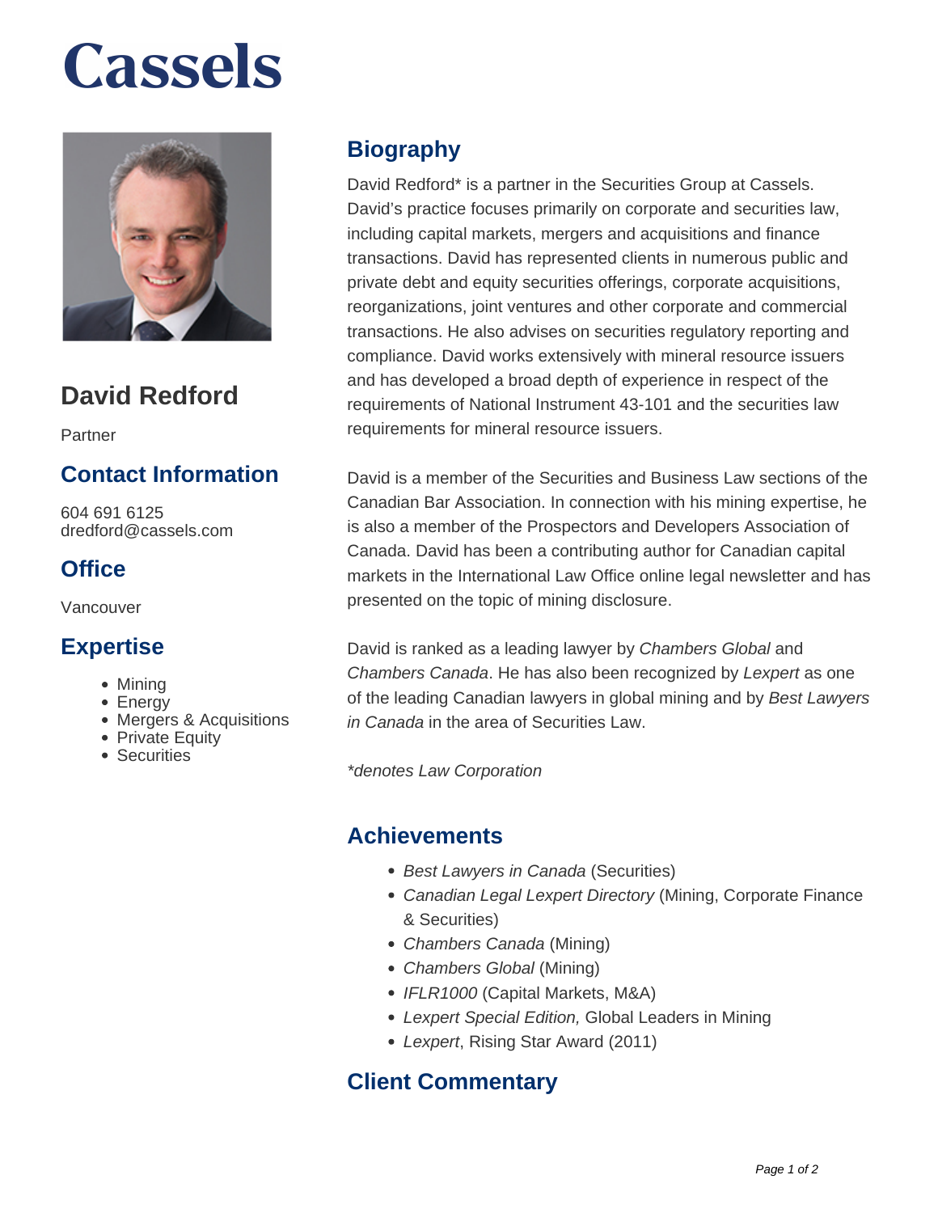# Cassels

## David Redford

Partner

### Contact Information

604 691 6125
dredford@cassels.com

### Office

Vancouver

### Expertise

- Mining
- Energy
- Mergers & Acquisitions
- Private Equity
- Securities

## Biography

David Redford* is a partner in the Securities Group at Cassels. David's practice focuses primarily on corporate and securities law, including capital markets, mergers and acquisitions and finance transactions. David has represented clients in numerous public and private debt and equity securities offerings, corporate acquisitions, reorganizations, joint ventures and other corporate and commercial transactions. He also advises on securities regulatory reporting and compliance. David works extensively with mineral resource issuers and has developed a broad depth of experience in respect of the requirements of National Instrument 43-101 and the securities law requirements for mineral resource issuers.

David is a member of the Securities and Business Law sections of the Canadian Bar Association. In connection with his mining expertise, he is also a member of the Prospectors and Developers Association of Canada. David has been a contributing author for Canadian capital markets in the International Law Office online legal newsletter and has presented on the topic of mining disclosure.

David is ranked as a leading lawyer by *Chambers Global* and *Chambers Canada*. He has also been recognized by *Lexpert* as one of the leading Canadian lawyers in global mining and by *Best Lawyers in Canada* in the area of Securities Law.

*\*denotes Law Corporation*

## Achievements

- *Best Lawyers in Canada* (Securities)
- *Canadian Legal Lexpert Directory* (Mining, Corporate Finance & Securities)
- *Chambers Canada* (Mining)
- *Chambers Global* (Mining)
- *IFLR1000* (Capital Markets, M&A)
- *Lexpert Special Edition,* Global Leaders in Mining
- *Lexpert*, Rising Star Award (2011)

## Client Commentary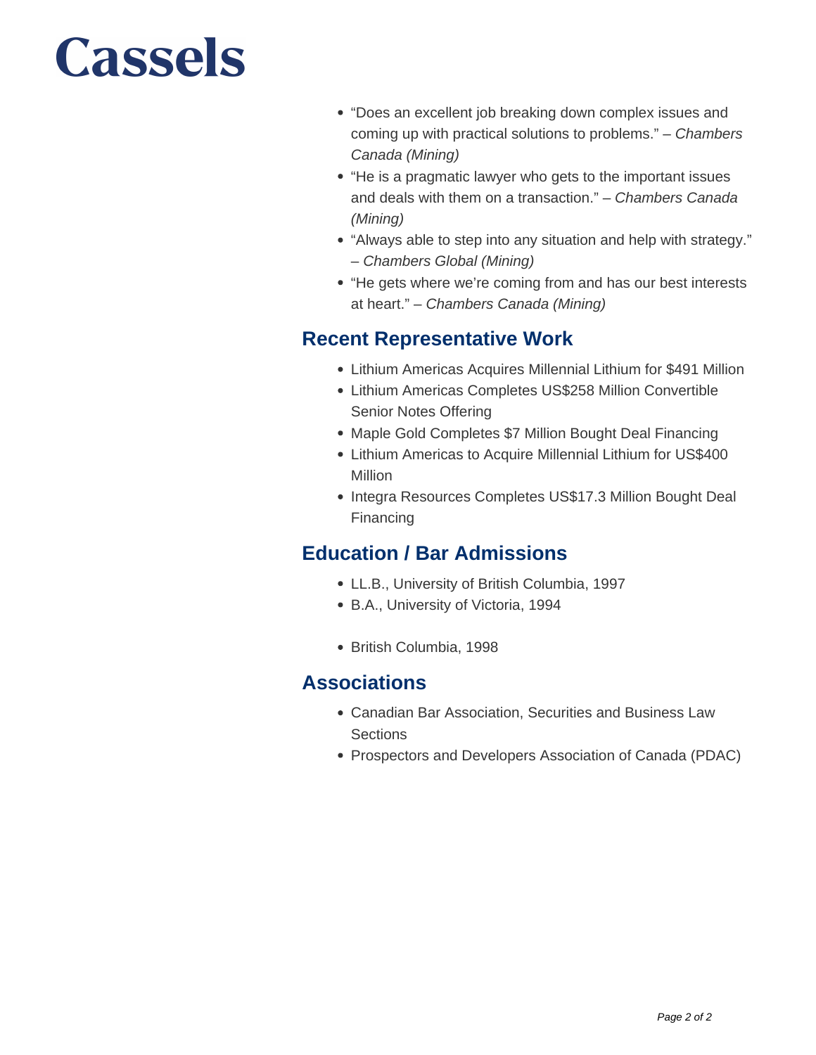- "Does an excellent job breaking down complex issues and coming up with practical solutions to problems." – *Chambers Canada (Mining)*
- "He is a pragmatic lawyer who gets to the important issues and deals with them on a transaction." – *Chambers Canada (Mining)*
- "Always able to step into any situation and help with strategy." – *Chambers Global (Mining)*
- "He gets where we're coming from and has our best interests at heart." – *Chambers Canada (Mining)*

## Recent Representative Work

- Lithium Americas Acquires Millennial Lithium for $491 Million
- Lithium Americas Completes US$258 Million Convertible Senior Notes Offering
- Maple Gold Completes $7 Million Bought Deal Financing
- Lithium Americas to Acquire Millennial Lithium for US$400 Million
- Integra Resources Completes US$17.3 Million Bought Deal Financing

## Education / Bar Admissions

- LL.B., University of British Columbia, 1997
- B.A., University of Victoria, 1994

- British Columbia, 1998

## Associations

- Canadian Bar Association, Securities and Business Law Sections
- Prospectors and Developers Association of Canada (PDAC)